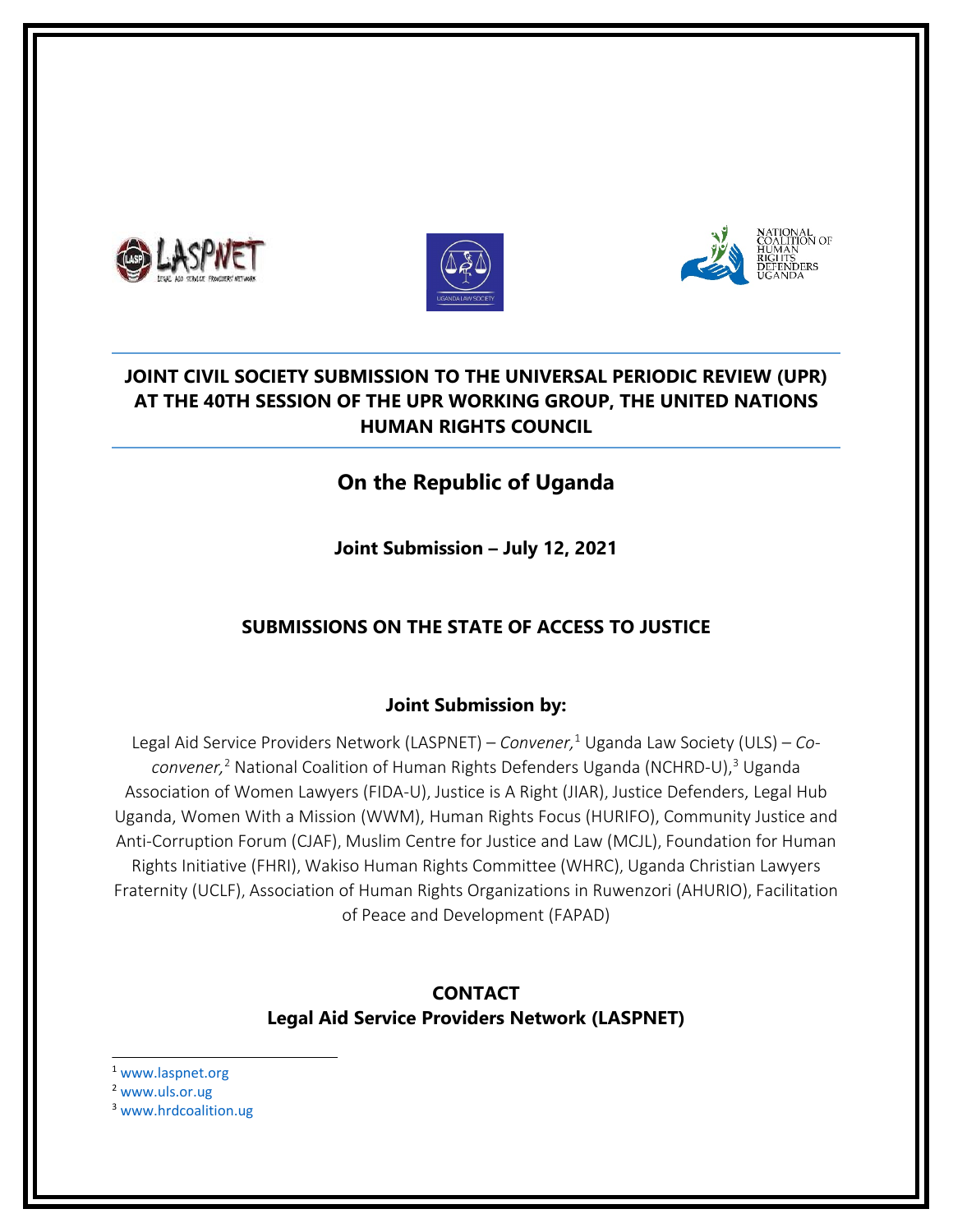# JOINT CIVIL SOCIETY SUBMISSION TO THE UNIVERSAL PERIODIC REVIEW (UPR) AT THE 40TH SESSION OF THE UPR WORKING GROUP, THE UNITED NATIONS HUMAN RIGHTS COUNCIL

## On the Republic of Uganda

**Joint Submission – July 12, 2021**

## SUBMISSIONS ON THE STATE OF ACCESS TO JUSTICE

**Joint Submission by:**

Legal Aid Service Providers Network (LASPNET) – *Convener,*[1] Uganda Law Society (ULS) – *Co-convener,*[2] National Coalition of Human Rights Defenders Uganda (NCHRD-U),[3] Uganda Association of Women Lawyers (FIDA-U), Justice is A Right (JIAR), Justice Defenders, Legal Hub Uganda, Women With a Mission (WWM), Human Rights Focus (HURIFO), Community Justice and Anti-Corruption Forum (CJAF), Muslim Centre for Justice and Law (MCJL), Foundation for Human Rights Initiative (FHRI), Wakiso Human Rights Committee (WHRC), Uganda Christian Lawyers Fraternity (UCLF), Association of Human Rights Organizations in Ruwenzori (AHURIO), Facilitation of Peace and Development (FAPAD)

**CONTACT**
**Legal Aid Service Providers Network (LASPNET)**

---

[1] www.laspnet.org

[2] www.uls.or.ug

[3] www.hrdcoalition.ug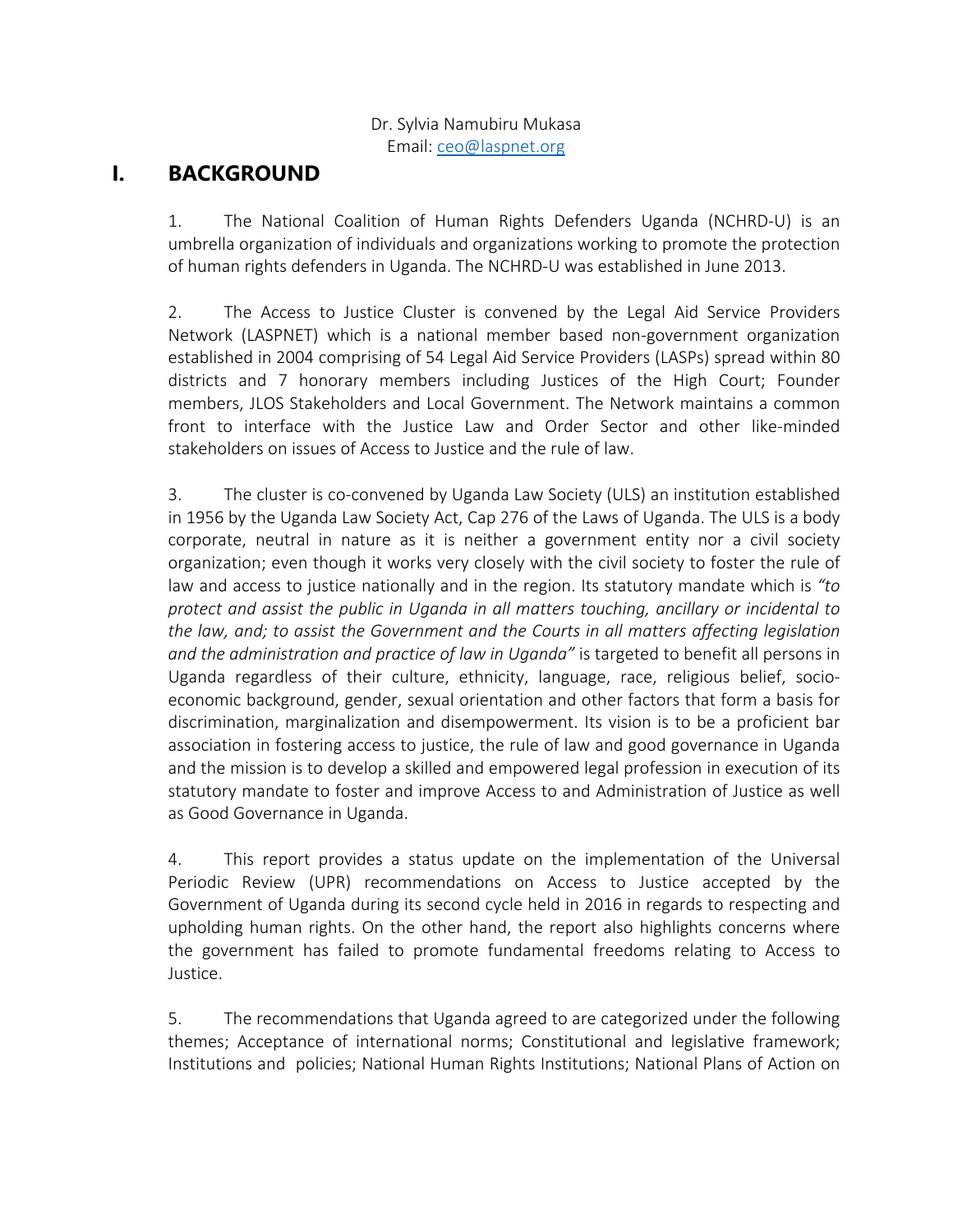Dr. Sylvia Namubiru Mukasa
Email: ceo@laspnet.org

# I. BACKGROUND

1. The National Coalition of Human Rights Defenders Uganda (NCHRD-U) is an umbrella organization of individuals and organizations working to promote the protection of human rights defenders in Uganda. The NCHRD-U was established in June 2013.

2. The Access to Justice Cluster is convened by the Legal Aid Service Providers Network (LASPNET) which is a national member based non-government organization established in 2004 comprising of 54 Legal Aid Service Providers (LASPs) spread within 80 districts and 7 honorary members including Justices of the High Court; Founder members, JLOS Stakeholders and Local Government. The Network maintains a common front to interface with the Justice Law and Order Sector and other like-minded stakeholders on issues of Access to Justice and the rule of law.

3. The cluster is co-convened by Uganda Law Society (ULS) an institution established in 1956 by the Uganda Law Society Act, Cap 276 of the Laws of Uganda. The ULS is a body corporate, neutral in nature as it is neither a government entity nor a civil society organization; even though it works very closely with the civil society to foster the rule of law and access to justice nationally and in the region. Its statutory mandate which is *"to protect and assist the public in Uganda in all matters touching, ancillary or incidental to the law, and; to assist the Government and the Courts in all matters affecting legislation and the administration and practice of law in Uganda"* is targeted to benefit all persons in Uganda regardless of their culture, ethnicity, language, race, religious belief, socio-economic background, gender, sexual orientation and other factors that form a basis for discrimination, marginalization and disempowerment. Its vision is to be a proficient bar association in fostering access to justice, the rule of law and good governance in Uganda and the mission is to develop a skilled and empowered legal profession in execution of its statutory mandate to foster and improve Access to and Administration of Justice as well as Good Governance in Uganda.

4. This report provides a status update on the implementation of the Universal Periodic Review (UPR) recommendations on Access to Justice accepted by the Government of Uganda during its second cycle held in 2016 in regards to respecting and upholding human rights. On the other hand, the report also highlights concerns where the government has failed to promote fundamental freedoms relating to Access to Justice.

5. The recommendations that Uganda agreed to are categorized under the following themes; Acceptance of international norms; Constitutional and legislative framework; Institutions and policies; National Human Rights Institutions; National Plans of Action on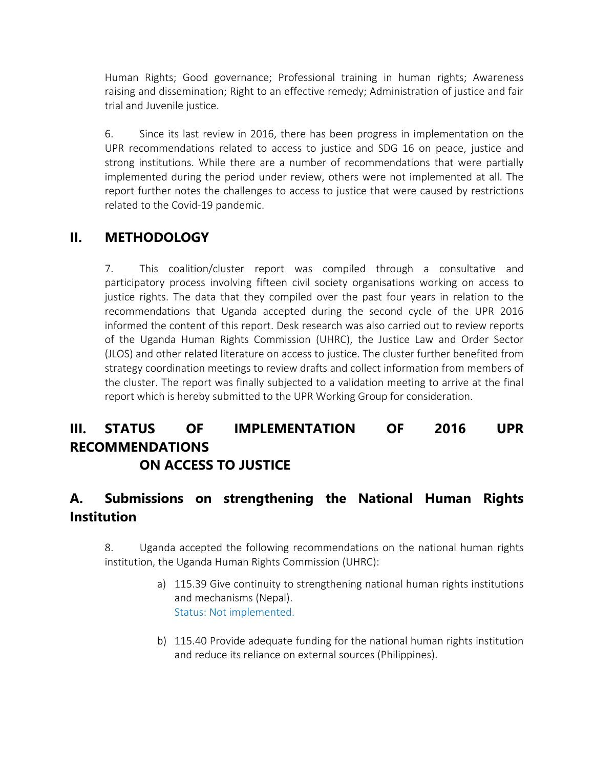Human Rights; Good governance; Professional training in human rights; Awareness raising and dissemination; Right to an effective remedy; Administration of justice and fair trial and Juvenile justice.

6. Since its last review in 2016, there has been progress in implementation on the UPR recommendations related to access to justice and SDG 16 on peace, justice and strong institutions. While there are a number of recommendations that were partially implemented during the period under review, others were not implemented at all. The report further notes the challenges to access to justice that were caused by restrictions related to the Covid-19 pandemic.

## II. METHODOLOGY

7. This coalition/cluster report was compiled through a consultative and participatory process involving fifteen civil society organisations working on access to justice rights. The data that they compiled over the past four years in relation to the recommendations that Uganda accepted during the second cycle of the UPR 2016 informed the content of this report. Desk research was also carried out to review reports of the Uganda Human Rights Commission (UHRC), the Justice Law and Order Sector (JLOS) and other related literature on access to justice. The cluster further benefited from strategy coordination meetings to review drafts and collect information from members of the cluster. The report was finally subjected to a validation meeting to arrive at the final report which is hereby submitted to the UPR Working Group for consideration.

## III. STATUS OF IMPLEMENTATION OF 2016 UPR RECOMMENDATIONS ON ACCESS TO JUSTICE

## A. Submissions on strengthening the National Human Rights Institution

8. Uganda accepted the following recommendations on the national human rights institution, the Uganda Human Rights Commission (UHRC):

a) 115.39 Give continuity to strengthening national human rights institutions and mechanisms (Nepal).
Status: Not implemented.

b) 115.40 Provide adequate funding for the national human rights institution and reduce its reliance on external sources (Philippines).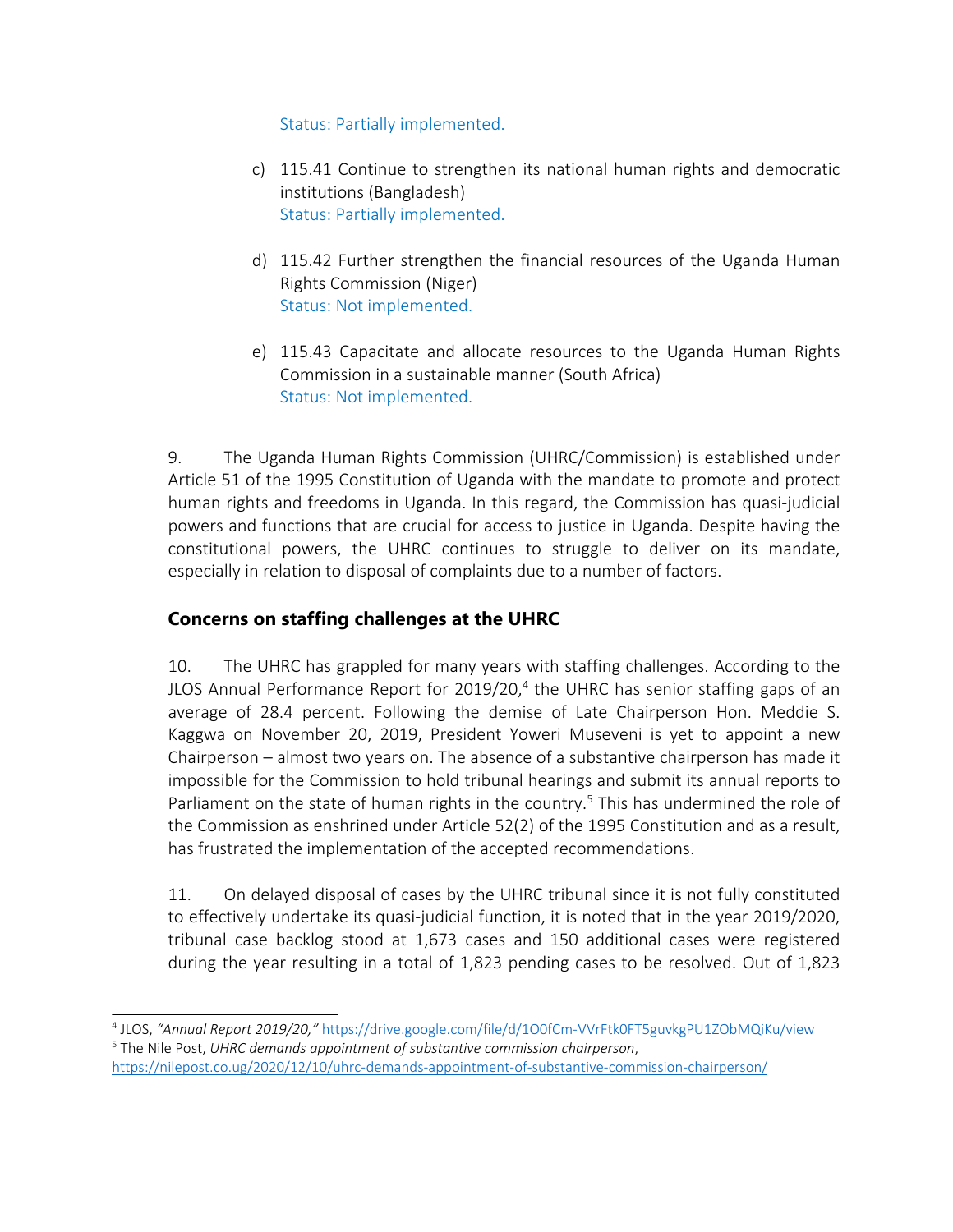Status: Partially implemented.

c) 115.41 Continue to strengthen its national human rights and democratic institutions (Bangladesh)
Status: Partially implemented.

d) 115.42 Further strengthen the financial resources of the Uganda Human Rights Commission (Niger)
Status: Not implemented.

e) 115.43 Capacitate and allocate resources to the Uganda Human Rights Commission in a sustainable manner (South Africa)
Status: Not implemented.

9. The Uganda Human Rights Commission (UHRC/Commission) is established under Article 51 of the 1995 Constitution of Uganda with the mandate to promote and protect human rights and freedoms in Uganda. In this regard, the Commission has quasi-judicial powers and functions that are crucial for access to justice in Uganda. Despite having the constitutional powers, the UHRC continues to struggle to deliver on its mandate, especially in relation to disposal of complaints due to a number of factors.

## Concerns on staffing challenges at the UHRC

10. The UHRC has grappled for many years with staffing challenges. According to the JLOS Annual Performance Report for 2019/20,[4] the UHRC has senior staffing gaps of an average of 28.4 percent. Following the demise of Late Chairperson Hon. Meddie S. Kaggwa on November 20, 2019, President Yoweri Museveni is yet to appoint a new Chairperson – almost two years on. The absence of a substantive chairperson has made it impossible for the Commission to hold tribunal hearings and submit its annual reports to Parliament on the state of human rights in the country.[5] This has undermined the role of the Commission as enshrined under Article 52(2) of the 1995 Constitution and as a result, has frustrated the implementation of the accepted recommendations.

11. On delayed disposal of cases by the UHRC tribunal since it is not fully constituted to effectively undertake its quasi-judicial function, it is noted that in the year 2019/2020, tribunal case backlog stood at 1,673 cases and 150 additional cases were registered during the year resulting in a total of 1,823 pending cases to be resolved. Out of 1,823

---

[4] JLOS, *"Annual Report 2019/20,"* https://drive.google.com/file/d/1O0fCm-VVrFtk0FT5guvkgPU1ZObMQiKu/view

[5] The Nile Post, *UHRC demands appointment of substantive commission chairperson*, https://nilepost.co.ug/2020/12/10/uhrc-demands-appointment-of-substantive-commission-chairperson/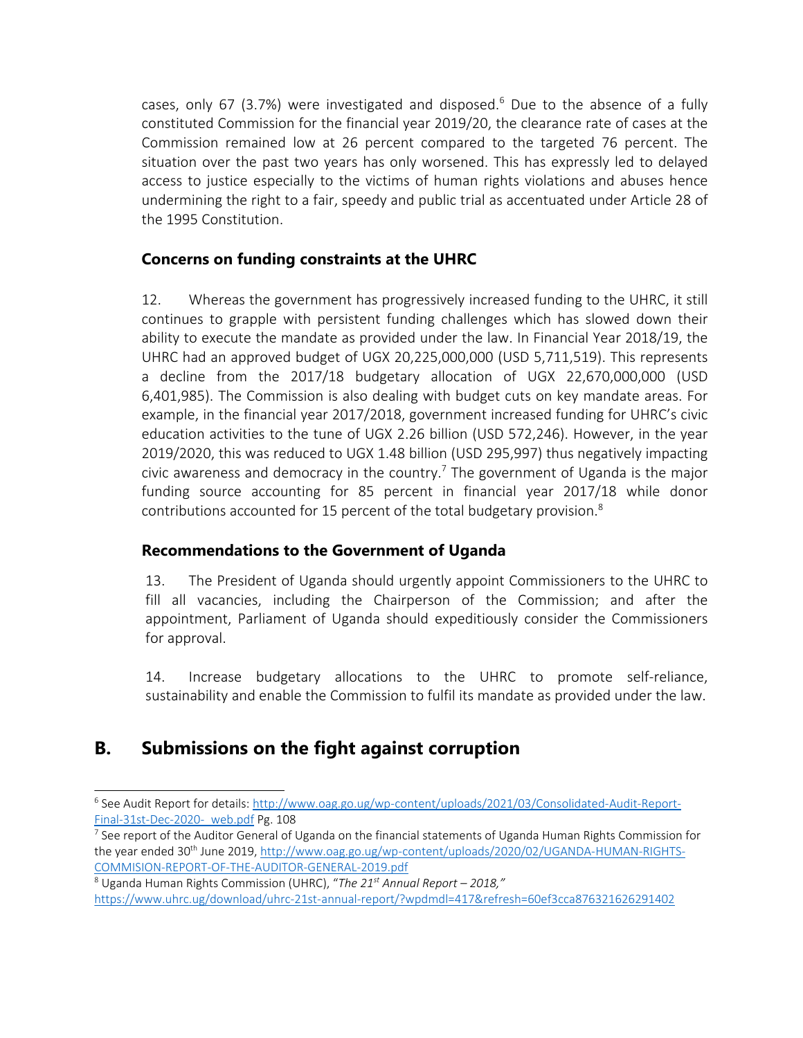cases, only 67 (3.7%) were investigated and disposed.[6] Due to the absence of a fully constituted Commission for the financial year 2019/20, the clearance rate of cases at the Commission remained low at 26 percent compared to the targeted 76 percent. The situation over the past two years has only worsened. This has expressly led to delayed access to justice especially to the victims of human rights violations and abuses hence undermining the right to a fair, speedy and public trial as accentuated under Article 28 of the 1995 Constitution.

### Concerns on funding constraints at the UHRC

12. Whereas the government has progressively increased funding to the UHRC, it still continues to grapple with persistent funding challenges which has slowed down their ability to execute the mandate as provided under the law. In Financial Year 2018/19, the UHRC had an approved budget of UGX 20,225,000,000 (USD 5,711,519). This represents a decline from the 2017/18 budgetary allocation of UGX 22,670,000,000 (USD 6,401,985). The Commission is also dealing with budget cuts on key mandate areas. For example, in the financial year 2017/2018, government increased funding for UHRC's civic education activities to the tune of UGX 2.26 billion (USD 572,246). However, in the year 2019/2020, this was reduced to UGX 1.48 billion (USD 295,997) thus negatively impacting civic awareness and democracy in the country.[7] The government of Uganda is the major funding source accounting for 85 percent in financial year 2017/18 while donor contributions accounted for 15 percent of the total budgetary provision.[8]

### Recommendations to the Government of Uganda

13. The President of Uganda should urgently appoint Commissioners to the UHRC to fill all vacancies, including the Chairperson of the Commission; and after the appointment, Parliament of Uganda should expeditiously consider the Commissioners for approval.

14. Increase budgetary allocations to the UHRC to promote self-reliance, sustainability and enable the Commission to fulfil its mandate as provided under the law.

## B. Submissions on the fight against corruption

---

[6] See Audit Report for details: http://www.oag.go.ug/wp-content/uploads/2021/03/Consolidated-Audit-Report-Final-31st-Dec-2020-_web.pdf Pg. 108

[7] See report of the Auditor General of Uganda on the financial statements of Uganda Human Rights Commission for the year ended 30th June 2019, http://www.oag.go.ug/wp-content/uploads/2020/02/UGANDA-HUMAN-RIGHTS-COMMISION-REPORT-OF-THE-AUDITOR-GENERAL-2019.pdf

[8] Uganda Human Rights Commission (UHRC), "*The 21st Annual Report – 2018,*" https://www.uhrc.ug/download/uhrc-21st-annual-report/?wpdmdl=417&refresh=60ef3cca876321626291402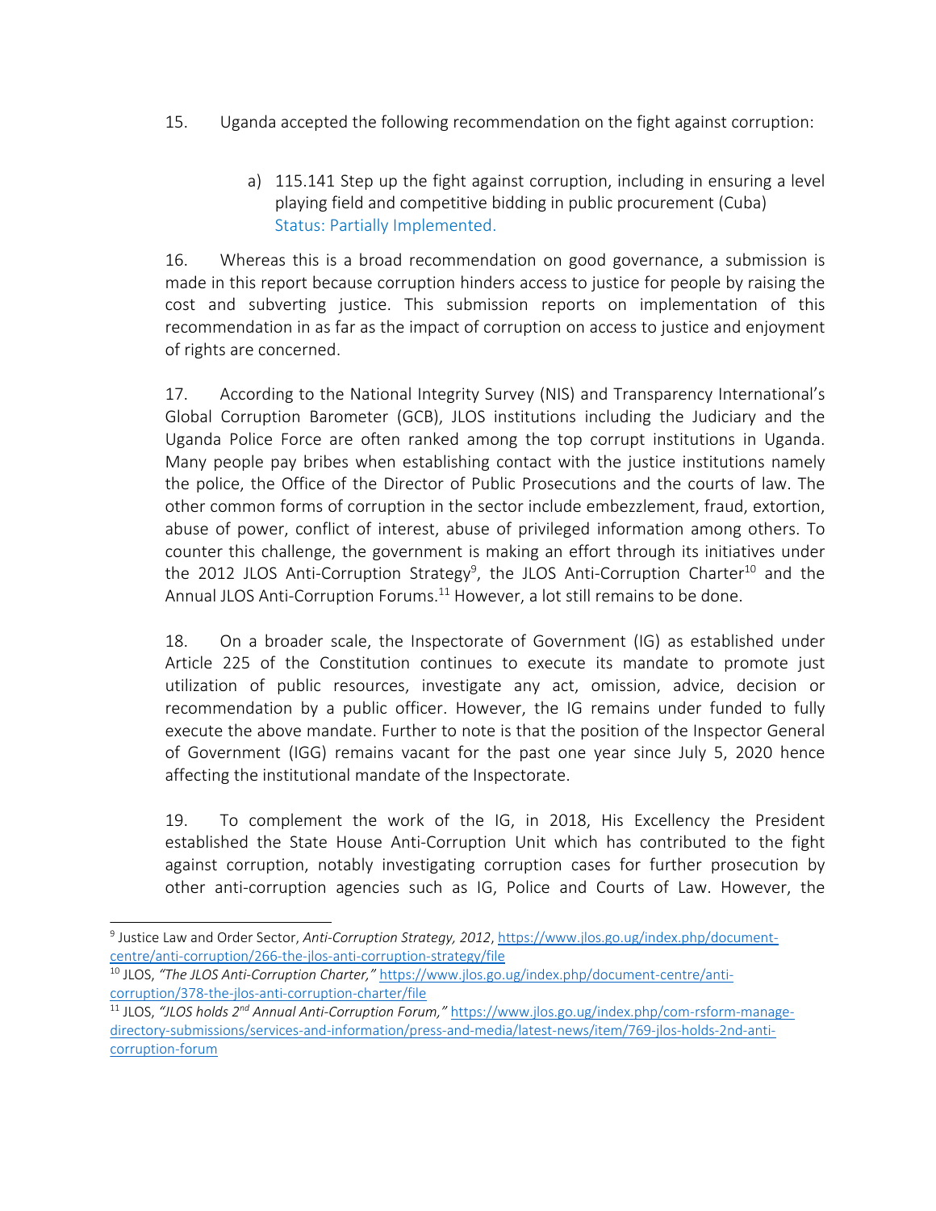15. Uganda accepted the following recommendation on the fight against corruption:

a) 115.141 Step up the fight against corruption, including in ensuring a level playing field and competitive bidding in public procurement (Cuba)
Status: Partially Implemented.

16. Whereas this is a broad recommendation on good governance, a submission is made in this report because corruption hinders access to justice for people by raising the cost and subverting justice. This submission reports on implementation of this recommendation in as far as the impact of corruption on access to justice and enjoyment of rights are concerned.

17. According to the National Integrity Survey (NIS) and Transparency International's Global Corruption Barometer (GCB), JLOS institutions including the Judiciary and the Uganda Police Force are often ranked among the top corrupt institutions in Uganda. Many people pay bribes when establishing contact with the justice institutions namely the police, the Office of the Director of Public Prosecutions and the courts of law. The other common forms of corruption in the sector include embezzlement, fraud, extortion, abuse of power, conflict of interest, abuse of privileged information among others. To counter this challenge, the government is making an effort through its initiatives under the 2012 JLOS Anti-Corruption Strategy[9], the JLOS Anti-Corruption Charter[10] and the Annual JLOS Anti-Corruption Forums.[11] However, a lot still remains to be done.

18. On a broader scale, the Inspectorate of Government (IG) as established under Article 225 of the Constitution continues to execute its mandate to promote just utilization of public resources, investigate any act, omission, advice, decision or recommendation by a public officer. However, the IG remains under funded to fully execute the above mandate. Further to note is that the position of the Inspector General of Government (IGG) remains vacant for the past one year since July 5, 2020 hence affecting the institutional mandate of the Inspectorate.

19. To complement the work of the IG, in 2018, His Excellency the President established the State House Anti-Corruption Unit which has contributed to the fight against corruption, notably investigating corruption cases for further prosecution by other anti-corruption agencies such as IG, Police and Courts of Law. However, the

---

[9] Justice Law and Order Sector, *Anti-Corruption Strategy, 2012*, https://www.jlos.go.ug/index.php/document-centre/anti-corruption/266-the-jlos-anti-corruption-strategy/file

[10] JLOS, *"The JLOS Anti-Corruption Charter,"* https://www.jlos.go.ug/index.php/document-centre/anti-corruption/378-the-jlos-anti-corruption-charter/file

[11] JLOS, *"JLOS holds 2nd Annual Anti-Corruption Forum,"* https://www.jlos.go.ug/index.php/com-rsform-manage-directory-submissions/services-and-information/press-and-media/latest-news/item/769-jlos-holds-2nd-anti-corruption-forum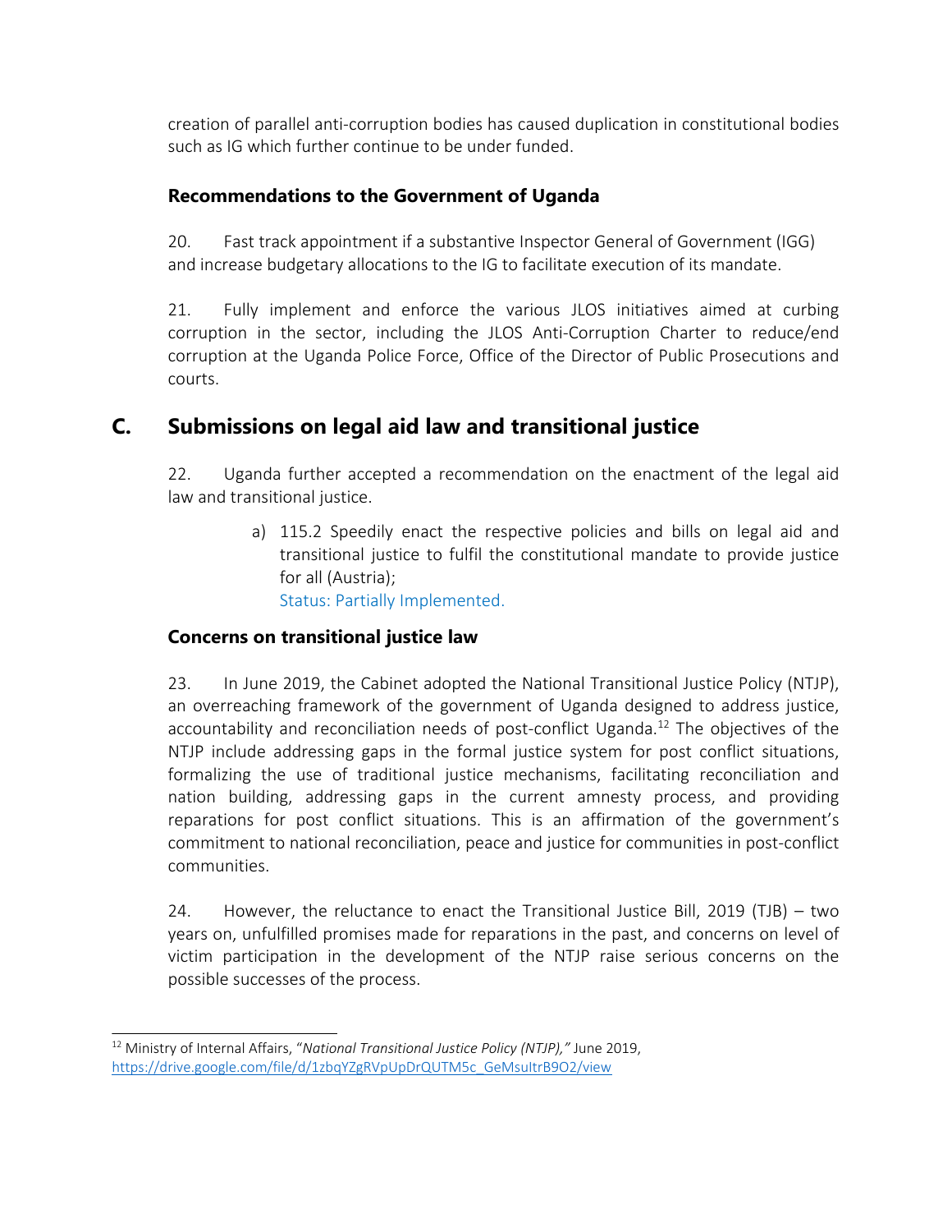creation of parallel anti-corruption bodies has caused duplication in constitutional bodies such as IG which further continue to be under funded.

### Recommendations to the Government of Uganda

20. Fast track appointment if a substantive Inspector General of Government (IGG) and increase budgetary allocations to the IG to facilitate execution of its mandate.

21. Fully implement and enforce the various JLOS initiatives aimed at curbing corruption in the sector, including the JLOS Anti-Corruption Charter to reduce/end corruption at the Uganda Police Force, Office of the Director of Public Prosecutions and courts.

## C. Submissions on legal aid law and transitional justice

22. Uganda further accepted a recommendation on the enactment of the legal aid law and transitional justice.

a) 115.2 Speedily enact the respective policies and bills on legal aid and transitional justice to fulfil the constitutional mandate to provide justice for all (Austria);
Status: Partially Implemented.

### Concerns on transitional justice law

23. In June 2019, the Cabinet adopted the National Transitional Justice Policy (NTJP), an overreaching framework of the government of Uganda designed to address justice, accountability and reconciliation needs of post-conflict Uganda.[12] The objectives of the NTJP include addressing gaps in the formal justice system for post conflict situations, formalizing the use of traditional justice mechanisms, facilitating reconciliation and nation building, addressing gaps in the current amnesty process, and providing reparations for post conflict situations. This is an affirmation of the government's commitment to national reconciliation, peace and justice for communities in post-conflict communities.

24. However, the reluctance to enact the Transitional Justice Bill, 2019 (TJB) – two years on, unfulfilled promises made for reparations in the past, and concerns on level of victim participation in the development of the NTJP raise serious concerns on the possible successes of the process.

---

[12] Ministry of Internal Affairs, "*National Transitional Justice Policy (NTJP),"* June 2019, https://drive.google.com/file/d/1zbqYZgRVpUpDrQUTM5c_GeMsuItrB9O2/view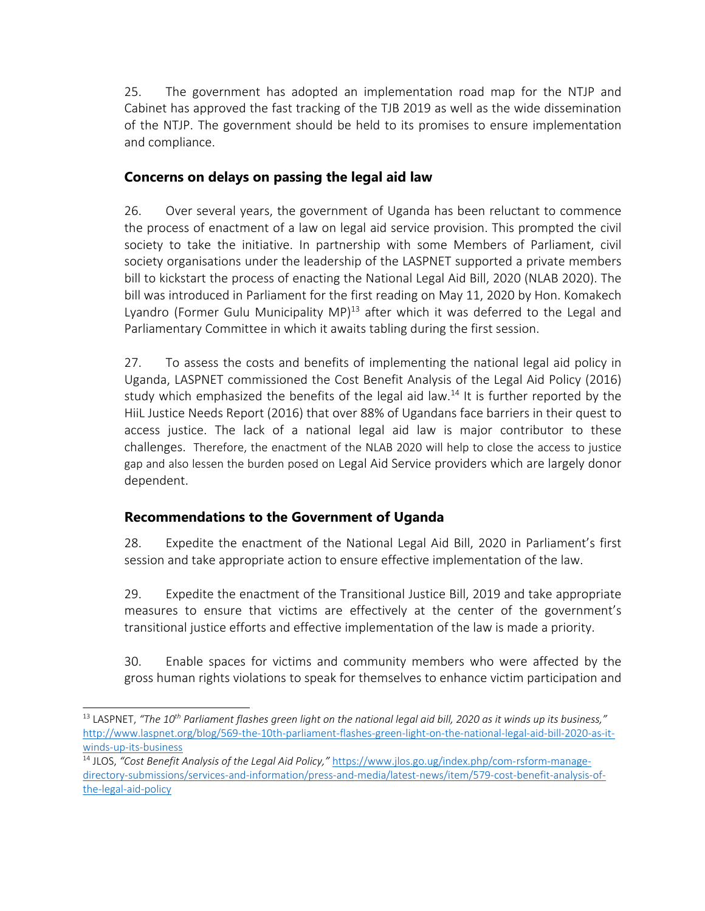25. The government has adopted an implementation road map for the NTJP and Cabinet has approved the fast tracking of the TJB 2019 as well as the wide dissemination of the NTJP. The government should be held to its promises to ensure implementation and compliance.

## Concerns on delays on passing the legal aid law

26. Over several years, the government of Uganda has been reluctant to commence the process of enactment of a law on legal aid service provision. This prompted the civil society to take the initiative. In partnership with some Members of Parliament, civil society organisations under the leadership of the LASPNET supported a private members bill to kickstart the process of enacting the National Legal Aid Bill, 2020 (NLAB 2020). The bill was introduced in Parliament for the first reading on May 11, 2020 by Hon. Komakech Lyandro (Former Gulu Municipality MP)[13] after which it was deferred to the Legal and Parliamentary Committee in which it awaits tabling during the first session.

27. To assess the costs and benefits of implementing the national legal aid policy in Uganda, LASPNET commissioned the Cost Benefit Analysis of the Legal Aid Policy (2016) study which emphasized the benefits of the legal aid law.[14] It is further reported by the HiiL Justice Needs Report (2016) that over 88% of Ugandans face barriers in their quest to access justice. The lack of a national legal aid law is major contributor to these challenges. Therefore, the enactment of the NLAB 2020 will help to close the access to justice gap and also lessen the burden posed on Legal Aid Service providers which are largely donor dependent.

## Recommendations to the Government of Uganda

28. Expedite the enactment of the National Legal Aid Bill, 2020 in Parliament's first session and take appropriate action to ensure effective implementation of the law.

29. Expedite the enactment of the Transitional Justice Bill, 2019 and take appropriate measures to ensure that victims are effectively at the center of the government's transitional justice efforts and effective implementation of the law is made a priority.

30. Enable spaces for victims and community members who were affected by the gross human rights violations to speak for themselves to enhance victim participation and

---

[13] LASPNET, *"The 10th Parliament flashes green light on the national legal aid bill, 2020 as it winds up its business,"* http://www.laspnet.org/blog/569-the-10th-parliament-flashes-green-light-on-the-national-legal-aid-bill-2020-as-it-winds-up-its-business

[14] JLOS, *"Cost Benefit Analysis of the Legal Aid Policy,"* https://www.jlos.go.ug/index.php/com-rsform-manage-directory-submissions/services-and-information/press-and-media/latest-news/item/579-cost-benefit-analysis-of-the-legal-aid-policy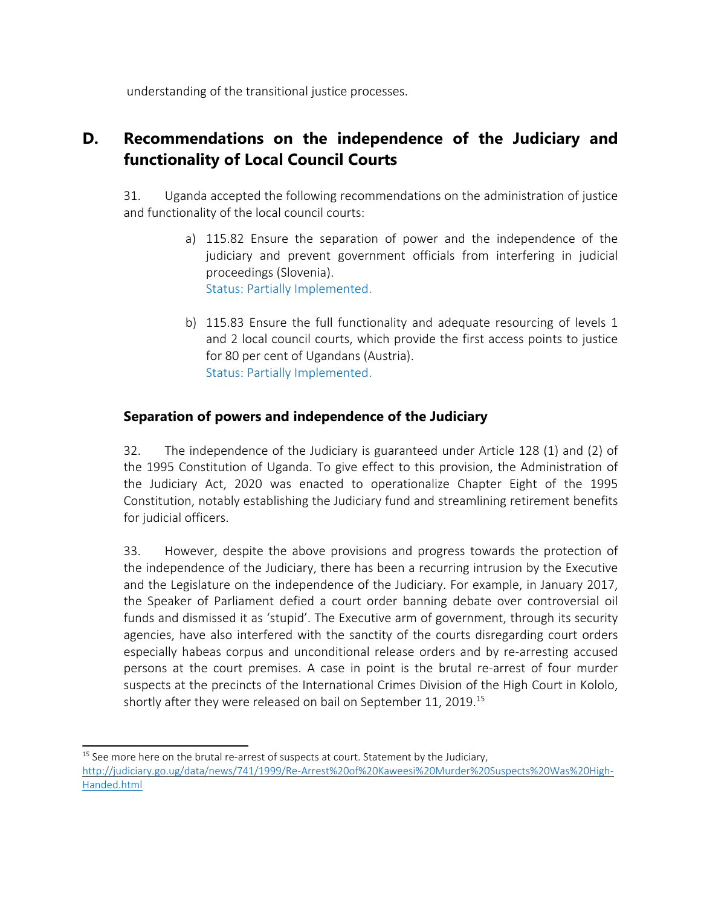understanding of the transitional justice processes.

## D. Recommendations on the independence of the Judiciary and functionality of Local Council Courts

31. Uganda accepted the following recommendations on the administration of justice and functionality of the local council courts:

a) 115.82 Ensure the separation of power and the independence of the judiciary and prevent government officials from interfering in judicial proceedings (Slovenia).
Status: Partially Implemented.

b) 115.83 Ensure the full functionality and adequate resourcing of levels 1 and 2 local council courts, which provide the first access points to justice for 80 per cent of Ugandans (Austria).
Status: Partially Implemented.

### Separation of powers and independence of the Judiciary

32. The independence of the Judiciary is guaranteed under Article 128 (1) and (2) of the 1995 Constitution of Uganda. To give effect to this provision, the Administration of the Judiciary Act, 2020 was enacted to operationalize Chapter Eight of the 1995 Constitution, notably establishing the Judiciary fund and streamlining retirement benefits for judicial officers.

33. However, despite the above provisions and progress towards the protection of the independence of the Judiciary, there has been a recurring intrusion by the Executive and the Legislature on the independence of the Judiciary. For example, in January 2017, the Speaker of Parliament defied a court order banning debate over controversial oil funds and dismissed it as 'stupid'. The Executive arm of government, through its security agencies, have also interfered with the sanctity of the courts disregarding court orders especially habeas corpus and unconditional release orders and by re-arresting accused persons at the court premises. A case in point is the brutal re-arrest of four murder suspects at the precincts of the International Crimes Division of the High Court in Kololo, shortly after they were released on bail on September 11, 2019.[15]

[15] See more here on the brutal re-arrest of suspects at court. Statement by the Judiciary, http://judiciary.go.ug/data/news/741/1999/Re-Arrest%20of%20Kaweesi%20Murder%20Suspects%20Was%20High-Handed.html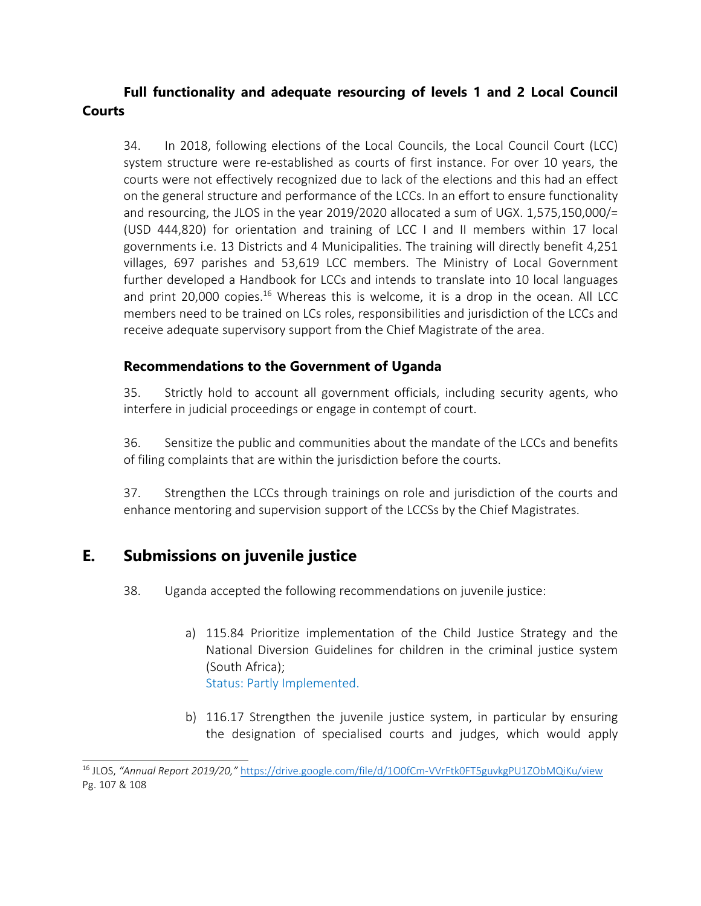**Full functionality and adequate resourcing of levels 1 and 2 Local Council Courts**

34. In 2018, following elections of the Local Councils, the Local Council Court (LCC) system structure were re-established as courts of first instance. For over 10 years, the courts were not effectively recognized due to lack of the elections and this had an effect on the general structure and performance of the LCCs. In an effort to ensure functionality and resourcing, the JLOS in the year 2019/2020 allocated a sum of UGX. 1,575,150,000/= (USD 444,820) for orientation and training of LCC I and II members within 17 local governments i.e. 13 Districts and 4 Municipalities. The training will directly benefit 4,251 villages, 697 parishes and 53,619 LCC members. The Ministry of Local Government further developed a Handbook for LCCs and intends to translate into 10 local languages and print 20,000 copies.[16] Whereas this is welcome, it is a drop in the ocean. All LCC members need to be trained on LCs roles, responsibilities and jurisdiction of the LCCs and receive adequate supervisory support from the Chief Magistrate of the area.

### Recommendations to the Government of Uganda

35. Strictly hold to account all government officials, including security agents, who interfere in judicial proceedings or engage in contempt of court.

36. Sensitize the public and communities about the mandate of the LCCs and benefits of filing complaints that are within the jurisdiction before the courts.

37. Strengthen the LCCs through trainings on role and jurisdiction of the courts and enhance mentoring and supervision support of the LCCSs by the Chief Magistrates.

## E. Submissions on juvenile justice

38. Uganda accepted the following recommendations on juvenile justice:

a) 115.84 Prioritize implementation of the Child Justice Strategy and the National Diversion Guidelines for children in the criminal justice system (South Africa);
Status: Partly Implemented.

b) 116.17 Strengthen the juvenile justice system, in particular by ensuring the designation of specialised courts and judges, which would apply

---

[16] JLOS, *"Annual Report 2019/20,"* https://drive.google.com/file/d/1O0fCm-VVrFtk0FT5guvkgPU1ZObMQiKu/view Pg. 107 & 108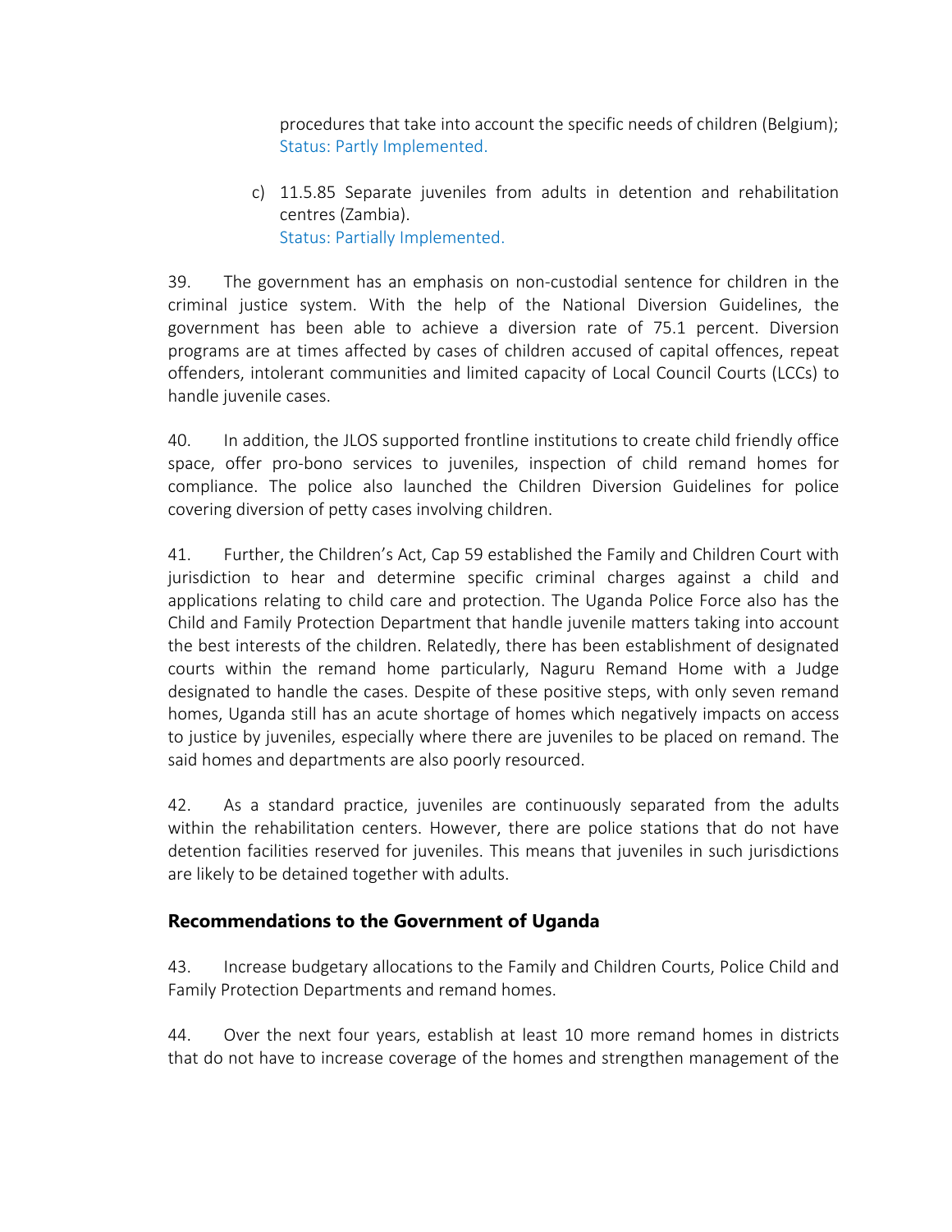procedures that take into account the specific needs of children (Belgium);
Status: Partly Implemented.

c) 11.5.85 Separate juveniles from adults in detention and rehabilitation centres (Zambia).
Status: Partially Implemented.

39. The government has an emphasis on non-custodial sentence for children in the criminal justice system. With the help of the National Diversion Guidelines, the government has been able to achieve a diversion rate of 75.1 percent. Diversion programs are at times affected by cases of children accused of capital offences, repeat offenders, intolerant communities and limited capacity of Local Council Courts (LCCs) to handle juvenile cases.

40. In addition, the JLOS supported frontline institutions to create child friendly office space, offer pro-bono services to juveniles, inspection of child remand homes for compliance. The police also launched the Children Diversion Guidelines for police covering diversion of petty cases involving children.

41. Further, the Children's Act, Cap 59 established the Family and Children Court with jurisdiction to hear and determine specific criminal charges against a child and applications relating to child care and protection. The Uganda Police Force also has the Child and Family Protection Department that handle juvenile matters taking into account the best interests of the children. Relatedly, there has been establishment of designated courts within the remand home particularly, Naguru Remand Home with a Judge designated to handle the cases. Despite of these positive steps, with only seven remand homes, Uganda still has an acute shortage of homes which negatively impacts on access to justice by juveniles, especially where there are juveniles to be placed on remand. The said homes and departments are also poorly resourced.

42. As a standard practice, juveniles are continuously separated from the adults within the rehabilitation centers. However, there are police stations that do not have detention facilities reserved for juveniles. This means that juveniles in such jurisdictions are likely to be detained together with adults.

## Recommendations to the Government of Uganda

43. Increase budgetary allocations to the Family and Children Courts, Police Child and Family Protection Departments and remand homes.

44. Over the next four years, establish at least 10 more remand homes in districts that do not have to increase coverage of the homes and strengthen management of the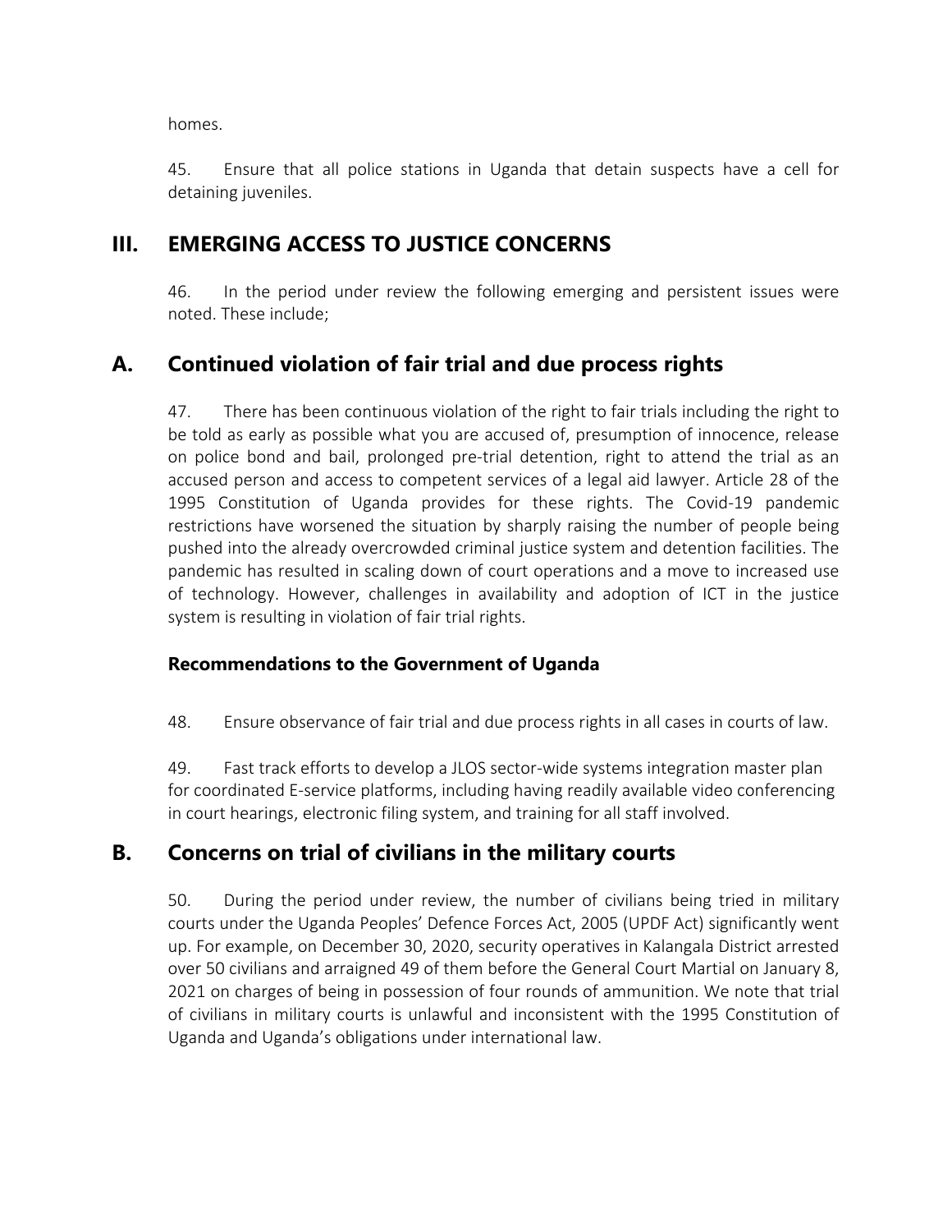homes.

45. Ensure that all police stations in Uganda that detain suspects have a cell for detaining juveniles.

# III. EMERGING ACCESS TO JUSTICE CONCERNS

46. In the period under review the following emerging and persistent issues were noted. These include;

## A. Continued violation of fair trial and due process rights

47. There has been continuous violation of the right to fair trials including the right to be told as early as possible what you are accused of, presumption of innocence, release on police bond and bail, prolonged pre-trial detention, right to attend the trial as an accused person and access to competent services of a legal aid lawyer. Article 28 of the 1995 Constitution of Uganda provides for these rights. The Covid-19 pandemic restrictions have worsened the situation by sharply raising the number of people being pushed into the already overcrowded criminal justice system and detention facilities. The pandemic has resulted in scaling down of court operations and a move to increased use of technology. However, challenges in availability and adoption of ICT in the justice system is resulting in violation of fair trial rights.

### Recommendations to the Government of Uganda

48. Ensure observance of fair trial and due process rights in all cases in courts of law.

49. Fast track efforts to develop a JLOS sector-wide systems integration master plan for coordinated E-service platforms, including having readily available video conferencing in court hearings, electronic filing system, and training for all staff involved.

## B. Concerns on trial of civilians in the military courts

50. During the period under review, the number of civilians being tried in military courts under the Uganda Peoples' Defence Forces Act, 2005 (UPDF Act) significantly went up. For example, on December 30, 2020, security operatives in Kalangala District arrested over 50 civilians and arraigned 49 of them before the General Court Martial on January 8, 2021 on charges of being in possession of four rounds of ammunition. We note that trial of civilians in military courts is unlawful and inconsistent with the 1995 Constitution of Uganda and Uganda's obligations under international law.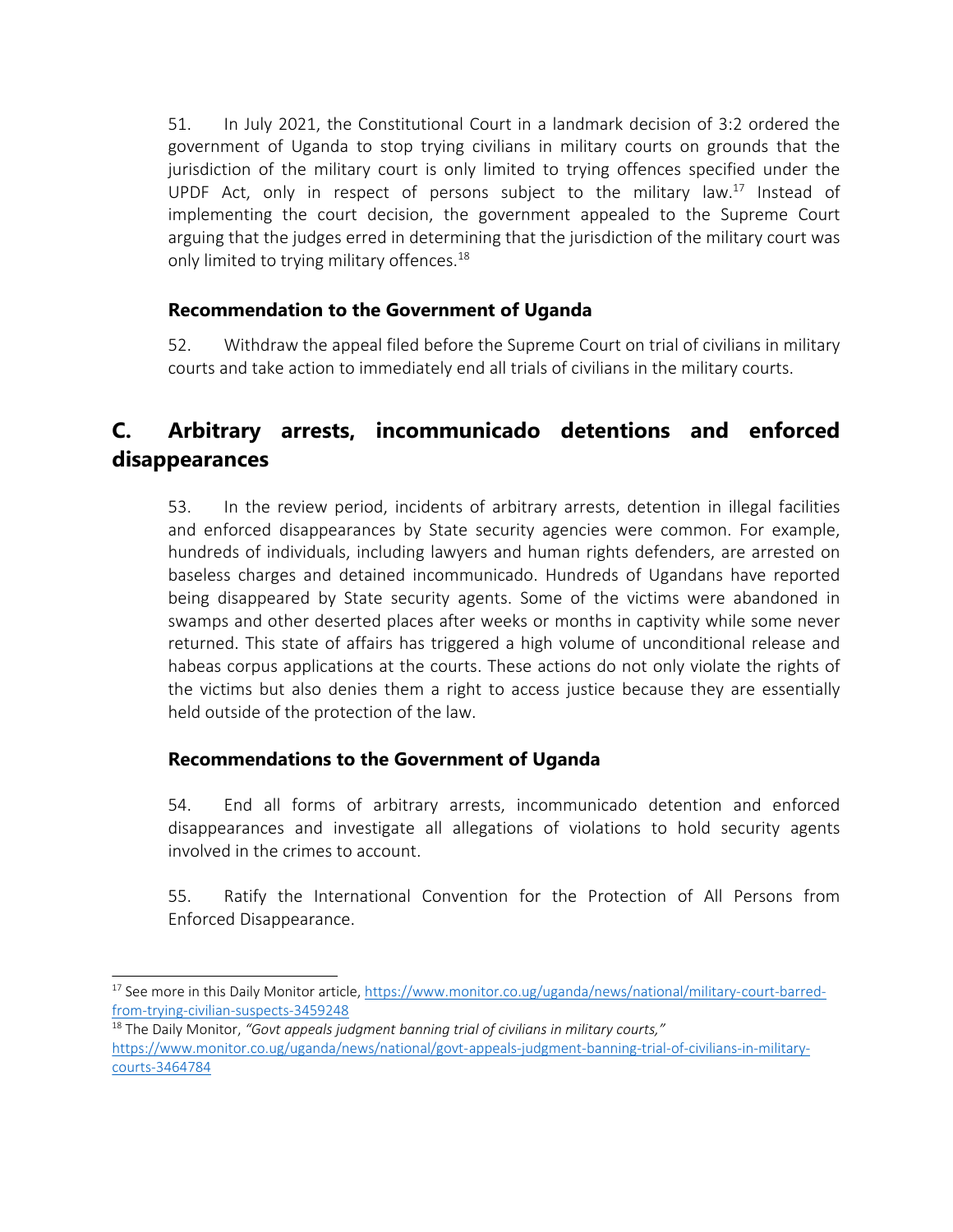51. In July 2021, the Constitutional Court in a landmark decision of 3:2 ordered the government of Uganda to stop trying civilians in military courts on grounds that the jurisdiction of the military court is only limited to trying offences specified under the UPDF Act, only in respect of persons subject to the military law.[17] Instead of implementing the court decision, the government appealed to the Supreme Court arguing that the judges erred in determining that the jurisdiction of the military court was only limited to trying military offences.[18]

### Recommendation to the Government of Uganda

52. Withdraw the appeal filed before the Supreme Court on trial of civilians in military courts and take action to immediately end all trials of civilians in the military courts.

## C. Arbitrary arrests, incommunicado detentions and enforced disappearances

53. In the review period, incidents of arbitrary arrests, detention in illegal facilities and enforced disappearances by State security agencies were common. For example, hundreds of individuals, including lawyers and human rights defenders, are arrested on baseless charges and detained incommunicado. Hundreds of Ugandans have reported being disappeared by State security agents. Some of the victims were abandoned in swamps and other deserted places after weeks or months in captivity while some never returned. This state of affairs has triggered a high volume of unconditional release and habeas corpus applications at the courts. These actions do not only violate the rights of the victims but also denies them a right to access justice because they are essentially held outside of the protection of the law.

### Recommendations to the Government of Uganda

54. End all forms of arbitrary arrests, incommunicado detention and enforced disappearances and investigate all allegations of violations to hold security agents involved in the crimes to account.

55. Ratify the International Convention for the Protection of All Persons from Enforced Disappearance.

---

[17] See more in this Daily Monitor article, https://www.monitor.co.ug/uganda/news/national/military-court-barred-from-trying-civilian-suspects-3459248

[18] The Daily Monitor, *"Govt appeals judgment banning trial of civilians in military courts,"* https://www.monitor.co.ug/uganda/news/national/govt-appeals-judgment-banning-trial-of-civilians-in-military-courts-3464784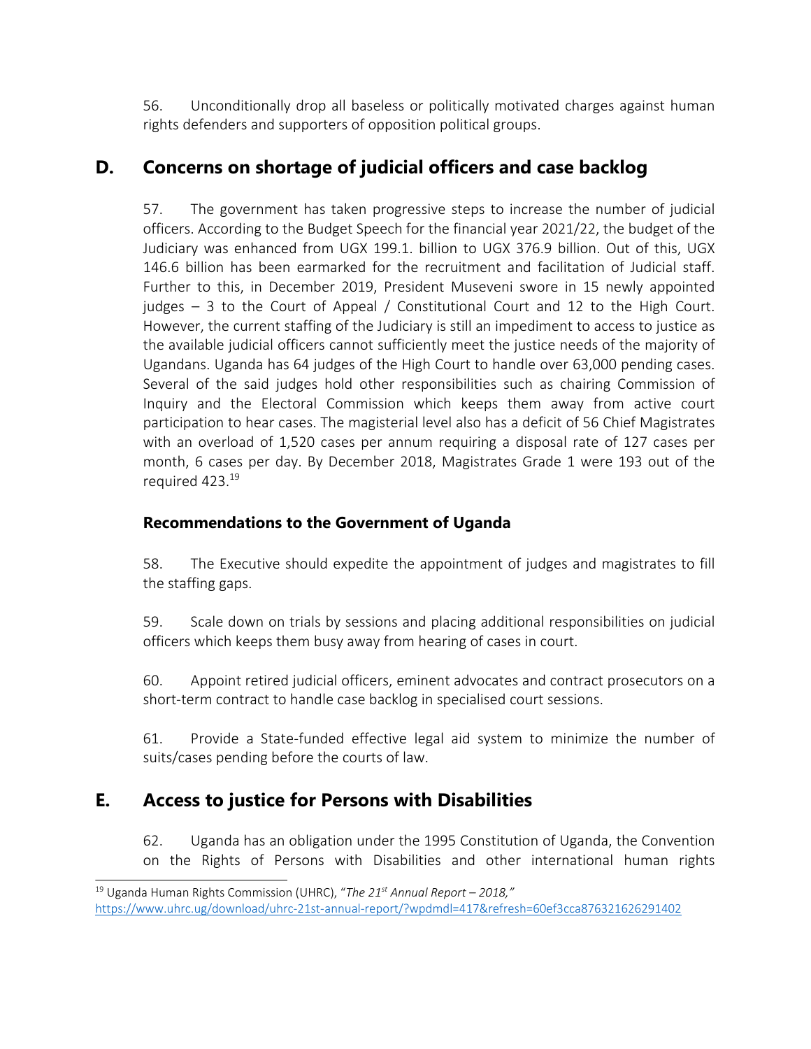56. Unconditionally drop all baseless or politically motivated charges against human rights defenders and supporters of opposition political groups.

## D. Concerns on shortage of judicial officers and case backlog

57. The government has taken progressive steps to increase the number of judicial officers. According to the Budget Speech for the financial year 2021/22, the budget of the Judiciary was enhanced from UGX 199.1. billion to UGX 376.9 billion. Out of this, UGX 146.6 billion has been earmarked for the recruitment and facilitation of Judicial staff. Further to this, in December 2019, President Museveni swore in 15 newly appointed judges – 3 to the Court of Appeal / Constitutional Court and 12 to the High Court. However, the current staffing of the Judiciary is still an impediment to access to justice as the available judicial officers cannot sufficiently meet the justice needs of the majority of Ugandans. Uganda has 64 judges of the High Court to handle over 63,000 pending cases. Several of the said judges hold other responsibilities such as chairing Commission of Inquiry and the Electoral Commission which keeps them away from active court participation to hear cases. The magisterial level also has a deficit of 56 Chief Magistrates with an overload of 1,520 cases per annum requiring a disposal rate of 127 cases per month, 6 cases per day. By December 2018, Magistrates Grade 1 were 193 out of the required 423.[19]

### Recommendations to the Government of Uganda

58. The Executive should expedite the appointment of judges and magistrates to fill the staffing gaps.

59. Scale down on trials by sessions and placing additional responsibilities on judicial officers which keeps them busy away from hearing of cases in court.

60. Appoint retired judicial officers, eminent advocates and contract prosecutors on a short-term contract to handle case backlog in specialised court sessions.

61. Provide a State-funded effective legal aid system to minimize the number of suits/cases pending before the courts of law.

## E. Access to justice for Persons with Disabilities

62. Uganda has an obligation under the 1995 Constitution of Uganda, the Convention on the Rights of Persons with Disabilities and other international human rights

---

[19] Uganda Human Rights Commission (UHRC), "*The 21st Annual Report – 2018,*" https://www.uhrc.ug/download/uhrc-21st-annual-report/?wpdmdl=417&refresh=60ef3cca876321626291402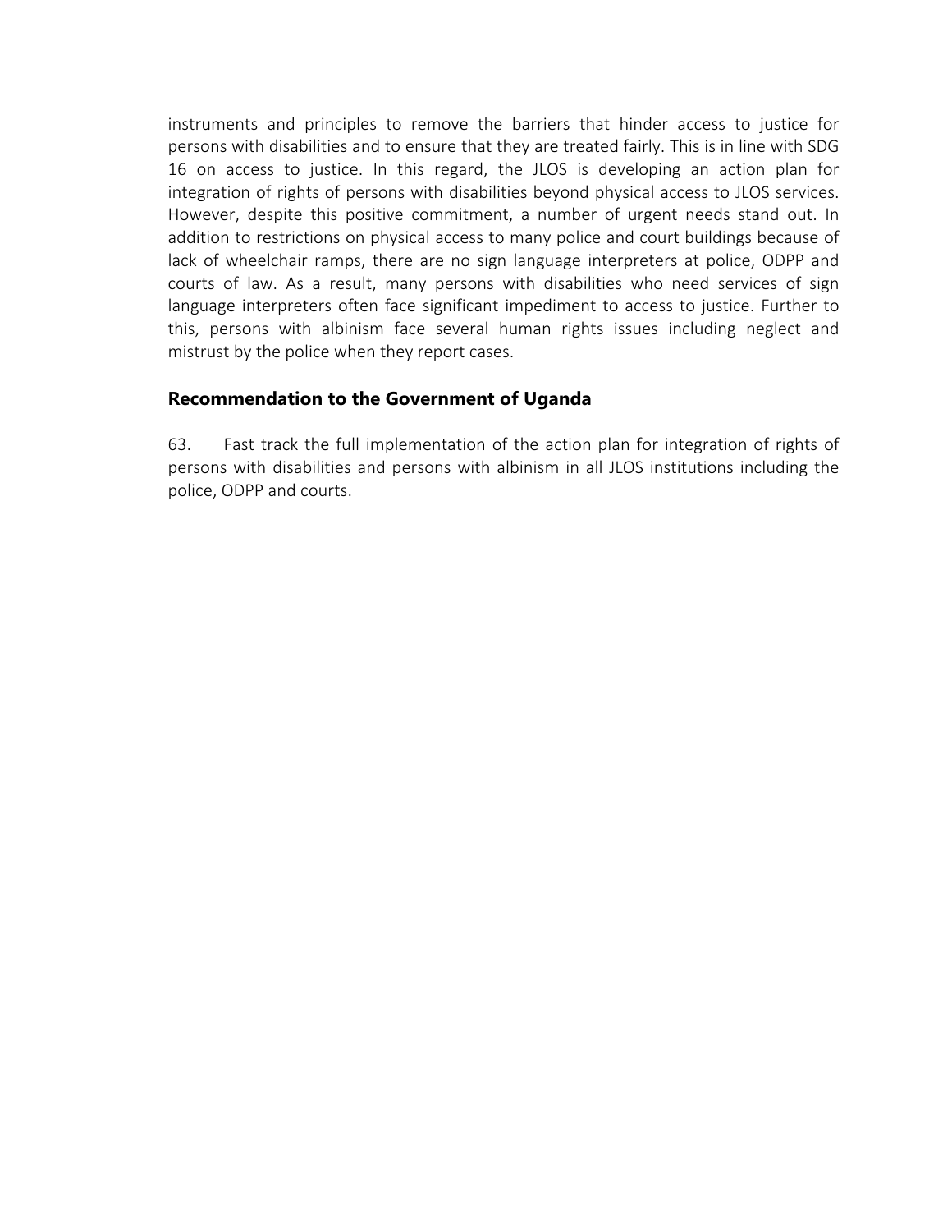instruments and principles to remove the barriers that hinder access to justice for persons with disabilities and to ensure that they are treated fairly. This is in line with SDG 16 on access to justice. In this regard, the JLOS is developing an action plan for integration of rights of persons with disabilities beyond physical access to JLOS services. However, despite this positive commitment, a number of urgent needs stand out. In addition to restrictions on physical access to many police and court buildings because of lack of wheelchair ramps, there are no sign language interpreters at police, ODPP and courts of law. As a result, many persons with disabilities who need services of sign language interpreters often face significant impediment to access to justice. Further to this, persons with albinism face several human rights issues including neglect and mistrust by the police when they report cases.

### Recommendation to the Government of Uganda

63. Fast track the full implementation of the action plan for integration of rights of persons with disabilities and persons with albinism in all JLOS institutions including the police, ODPP and courts.